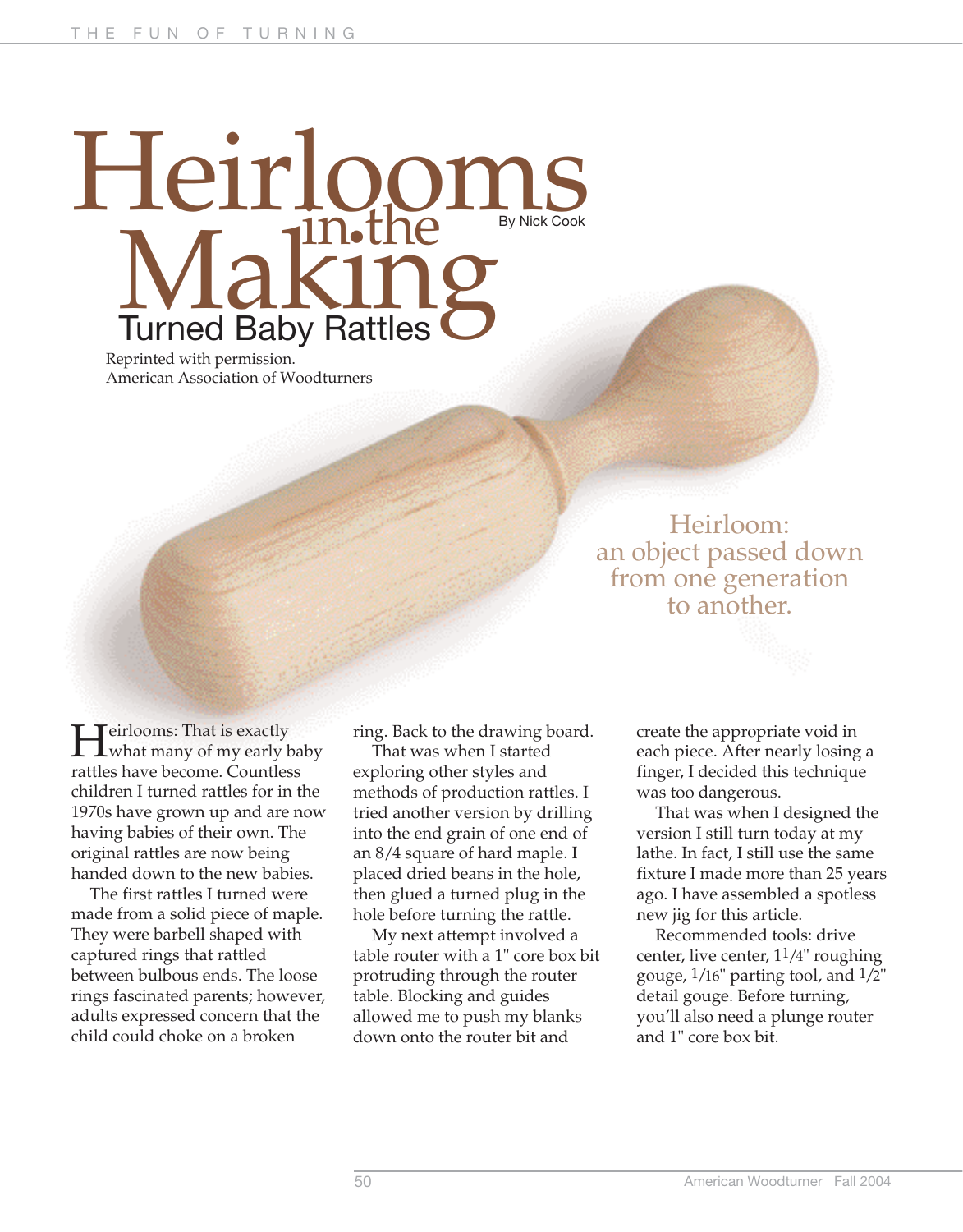# Heirlooms in the Making

## Turned Baby Rattles

By Nick Cook

Reprinted with permission.
American Association of Woodturners

Heirloom: an object passed down from one generation to another.

Heirlooms: That is exactly what many of my early baby rattles have become. Countless children I turned rattles for in the 1970s have grown up and are now having babies of their own. The original rattles are now being handed down to the new babies.

The first rattles I turned were made from a solid piece of maple. They were barbell shaped with captured rings that rattled between bulbous ends. The loose rings fascinated parents; however, adults expressed concern that the child could choke on a broken ring. Back to the drawing board.

That was when I started exploring other styles and methods of production rattles. I tried another version by drilling into the end grain of one end of an 8/4 square of hard maple. I placed dried beans in the hole, then glued a turned plug in the hole before turning the rattle.

My next attempt involved a table router with a 1" core box bit protruding through the router table. Blocking and guides allowed me to push my blanks down onto the router bit and create the appropriate void in each piece. After nearly losing a finger, I decided this technique was too dangerous.

That was when I designed the version I still turn today at my lathe. In fact, I still use the same fixture I made more than 25 years ago. I have assembled a spotless new jig for this article.

Recommended tools: drive center, live center, 1$\frac{1}{4}$" roughing gouge, $\frac{1}{16}$" parting tool, and $\frac{1}{2}$" detail gouge. Before turning, you'll also need a plunge router and 1" core box bit.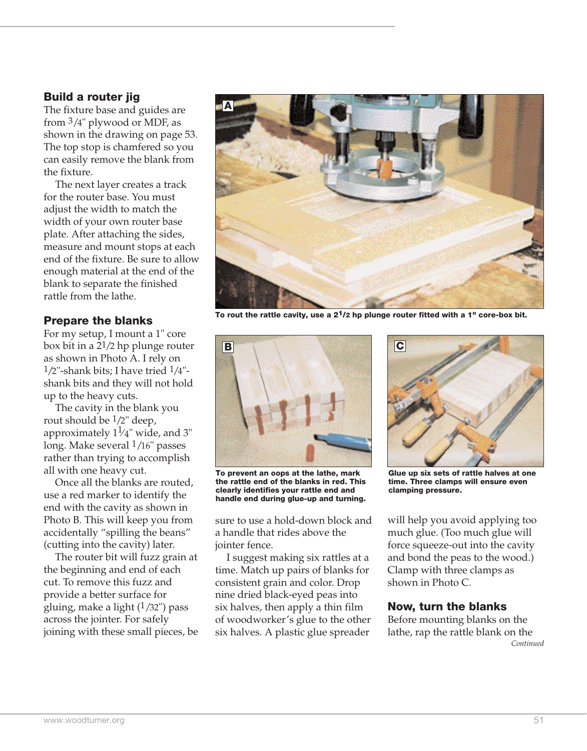## Build a router jig

The fixture base and guides are from 3/4" plywood or MDF, as shown in the drawing on page 53. The top stop is chamfered so you can easily remove the blank from the fixture.

The next layer creates a track for the router base. You must adjust the width to match the width of your own router base plate. After attaching the sides, measure and mount stops at each end of the fixture. Be sure to allow enough material at the end of the blank to separate the finished rattle from the lathe.

## Prepare the blanks

For my setup, I mount a 1" core box bit in a 2 1/2 hp plunge router as shown in Photo A. I rely on 1/2"-shank bits; I have tried 1/4"-shank bits and they will not hold up to the heavy cuts.

The cavity in the blank you rout should be 1/2" deep, approximately 1 1/4" wide, and 3" long. Make several 1/16" passes rather than trying to accomplish all with one heavy cut.

Once all the blanks are routed, use a red marker to identify the end with the cavity as shown in Photo B. This will keep you from accidentally "spilling the beans" (cutting into the cavity) later.

The router bit will fuzz grain at the beginning and end of each cut. To remove this fuzz and provide a better surface for gluing, make a light (1/32") pass across the jointer. For safely joining with these small pieces, be sure to use a hold-down block and a handle that rides above the jointer fence.

I suggest making six rattles at a time. Match up pairs of blanks for consistent grain and color. Drop nine dried black-eyed peas into six halves, then apply a thin film of woodworker's glue to the other six halves. A plastic glue spreader will help you avoid applying too much glue. (Too much glue will force squeeze-out into the cavity and bond the peas to the wood.) Clamp with three clamps as shown in Photo C.

**To rout the rattle cavity, use a 2 1/2 hp plunge router fitted with a 1" core-box bit.**

**To prevent an oops at the lathe, mark the rattle end of the blanks in red. This clearly identifies your rattle end and handle end during glue-up and turning.**

**Glue up six sets of rattle halves at one time. Three clamps will ensure even clamping pressure.**

## Now, turn the blanks

Before mounting blanks on the lathe, rap the rattle blank on the

*Continued*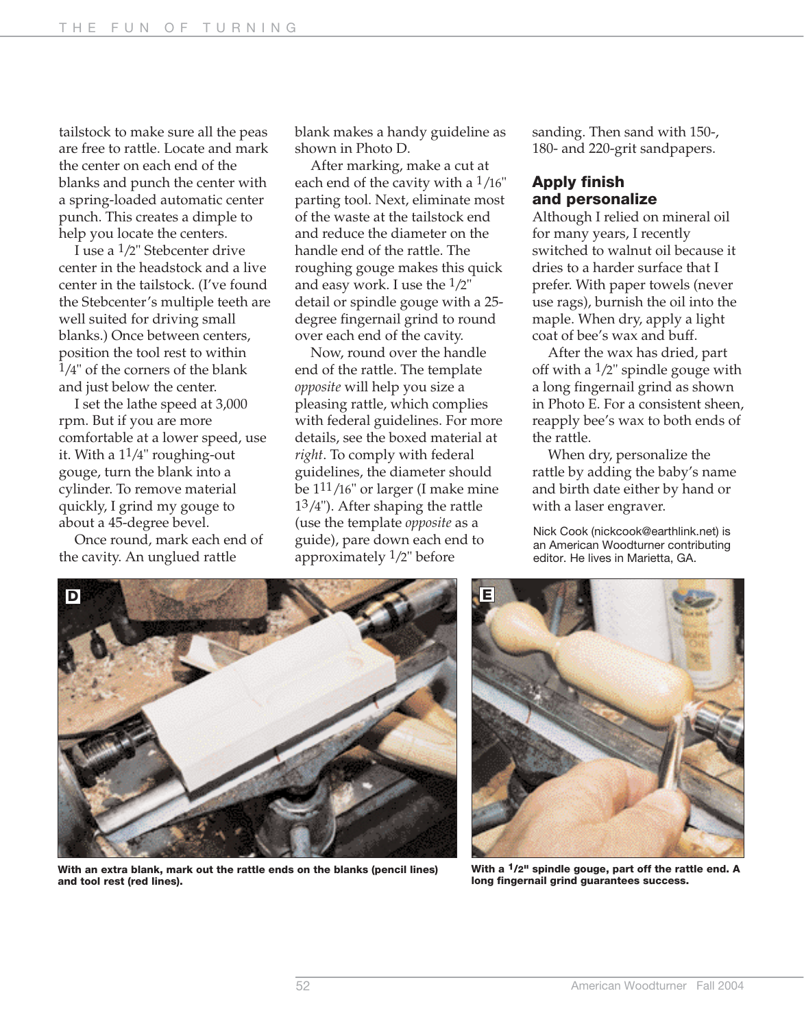tailstock to make sure all the peas are free to rattle. Locate and mark the center on each end of the blanks and punch the center with a spring-loaded automatic center punch. This creates a dimple to help you locate the centers.

I use a 1/2" Stebcenter drive center in the headstock and a live center in the tailstock. (I've found the Stebcenter's multiple teeth are well suited for driving small blanks.) Once between centers, position the tool rest to within 1/4" of the corners of the blank and just below the center.

I set the lathe speed at 3,000 rpm. But if you are more comfortable at a lower speed, use it. With a 1 1/4" roughing-out gouge, turn the blank into a cylinder. To remove material quickly, I grind my gouge to about a 45-degree bevel.

Once round, mark each end of the cavity. An unglued rattle blank makes a handy guideline as shown in Photo D.

After marking, make a cut at each end of the cavity with a 1/16" parting tool. Next, eliminate most of the waste at the tailstock end and reduce the diameter on the handle end of the rattle. The roughing gouge makes this quick and easy work. I use the 1/2" detail or spindle gouge with a 25-degree fingernail grind to round over each end of the cavity.

Now, round over the handle end of the rattle. The template *opposite* will help you size a pleasing rattle, which complies with federal guidelines. For more details, see the boxed material at *right*. To comply with federal guidelines, the diameter should be 1 11/16" or larger (I make mine 1 3/4"). After shaping the rattle (use the template *opposite* as a guide), pare down each end to approximately 1/2" before sanding. Then sand with 150-, 180- and 220-grit sandpapers.

## Apply finish and personalize

Although I relied on mineral oil for many years, I recently switched to walnut oil because it dries to a harder surface that I prefer. With paper towels (never use rags), burnish the oil into the maple. When dry, apply a light coat of bee's wax and buff.

After the wax has dried, part off with a 1/2" spindle gouge with a long fingernail grind as shown in Photo E. For a consistent sheen, reapply bee's wax to both ends of the rattle.

When dry, personalize the rattle by adding the baby's name and birth date either by hand or with a laser engraver.

Nick Cook (nickcook@earthlink.net) is an American Woodturner contributing editor. He lives in Marietta, GA.

**D** — **With an extra blank, mark out the rattle ends on the blanks (pencil lines) and tool rest (red lines).**

**E** — **With a 1/2" spindle gouge, part off the rattle end. A long fingernail grind guarantees success.**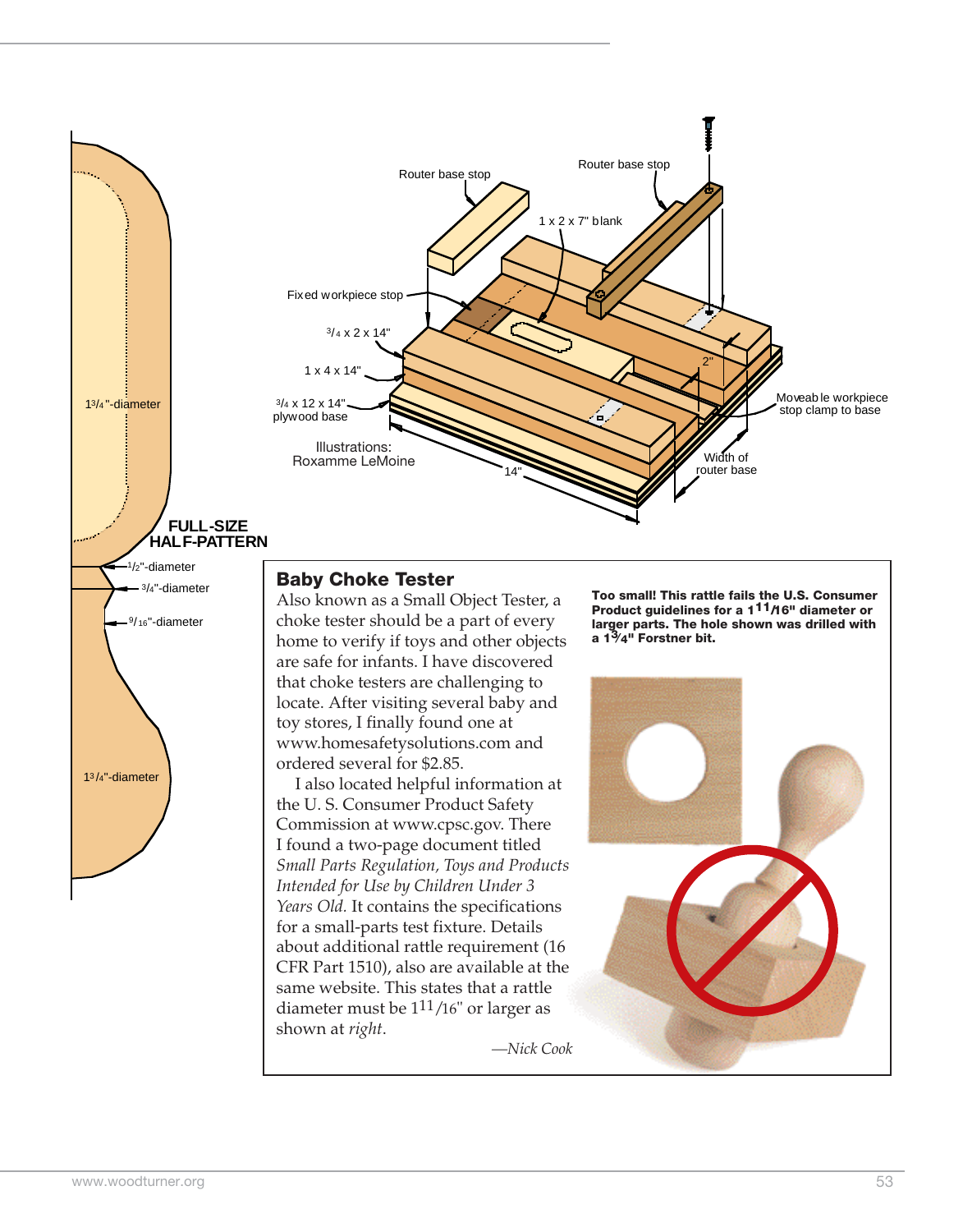FULL-SIZE HALF-PATTERN

1 3/4"-diameter

1/2"-diameter

3/4"-diameter

9/16"-diameter

1 3/4"-diameter

Router base stop

Router base stop

1 x 2 x 7" blank

Fixed workpiece stop

3/4 x 2 x 14"

1 x 4 x 14"

3/4 x 12 x 14" plywood base

2"

Moveable workpiece stop clamp to base

Width of router base

14"

Illustrations: Roxamme LeMoine

## Baby Choke Tester

Also known as a Small Object Tester, a choke tester should be a part of every home to verify if toys and other objects are safe for infants. I have discovered that choke testers are challenging to locate. After visiting several baby and toy stores, I finally found one at www.homesafetysolutions.com and ordered several for $2.85.

I also located helpful information at the U. S. Consumer Product Safety Commission at www.cpsc.gov. There I found a two-page document titled *Small Parts Regulation, Toys and Products Intended for Use by Children Under 3 Years Old.* It contains the specifications for a small-parts test fixture. Details about additional rattle requirement (16 CFR Part 1510), also are available at the same website. This states that a rattle diameter must be 1 11/16" or larger as shown at *right*.

*—Nick Cook*

**Too small! This rattle fails the U.S. Consumer Product guidelines for a 1 11/16" diameter or larger parts. The hole shown was drilled with a 1 3/4" Forstner bit.**